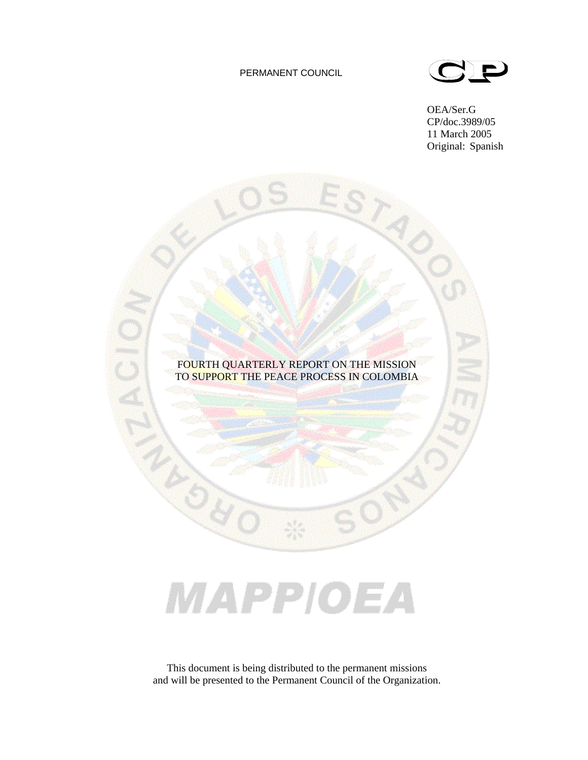PERMANENT COUNCIL

OEA/Ser.G
CP/doc.3989/05
11 March 2005
Original: Spanish

# FOURTH QUARTERLY REPORT ON THE MISSION TO SUPPORT THE PEACE PROCESS IN COLOMBIA

MAPP/OEA

This document is being distributed to the permanent missions and will be presented to the Permanent Council of the Organization.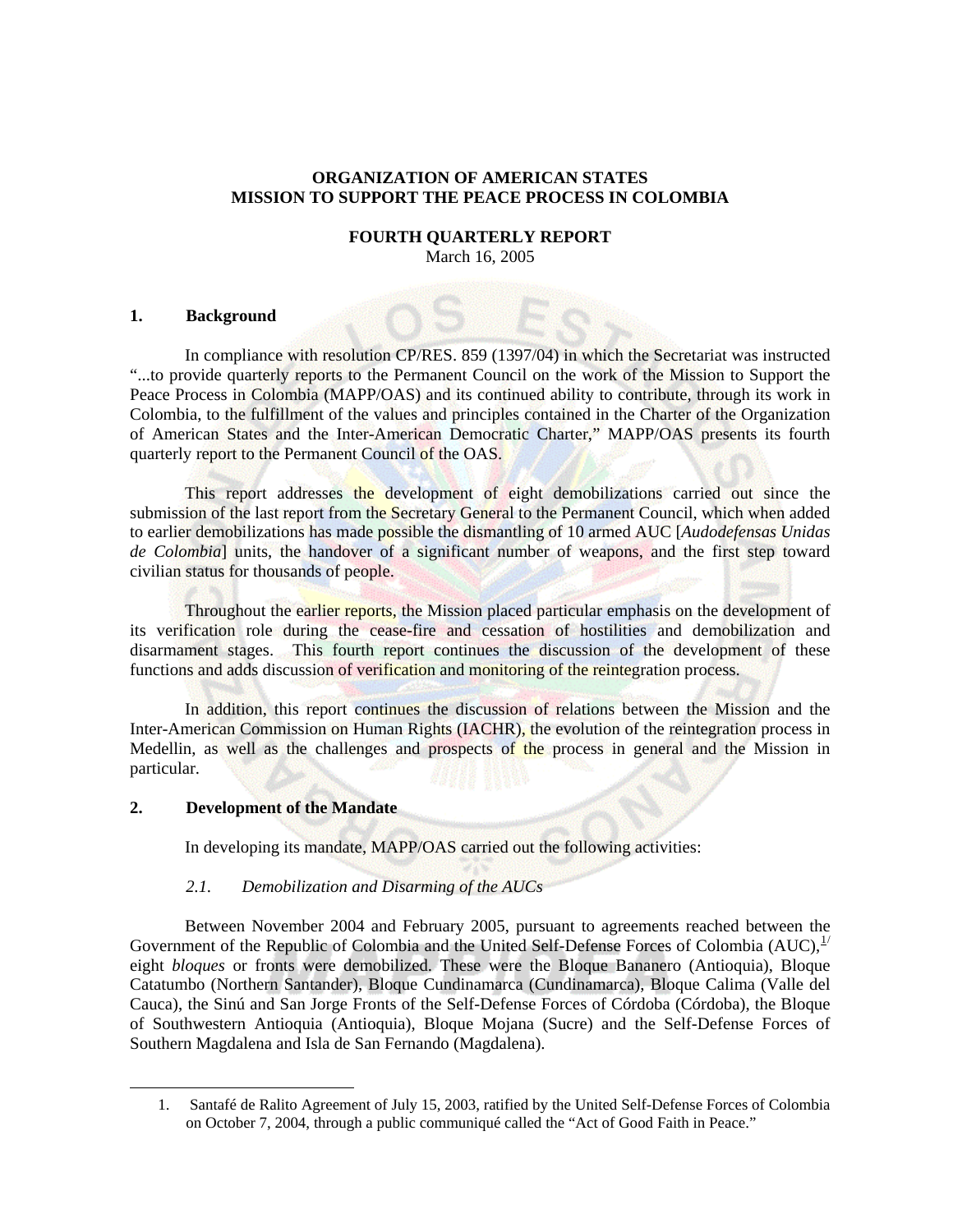**ORGANIZATION OF AMERICAN STATES**
**MISSION TO SUPPORT THE PEACE PROCESS IN COLOMBIA**

**FOURTH QUARTERLY REPORT**
March 16, 2005

## 1. Background

In compliance with resolution CP/RES. 859 (1397/04) in which the Secretariat was instructed "...to provide quarterly reports to the Permanent Council on the work of the Mission to Support the Peace Process in Colombia (MAPP/OAS) and its continued ability to contribute, through its work in Colombia, to the fulfillment of the values and principles contained in the Charter of the Organization of American States and the Inter-American Democratic Charter," MAPP/OAS presents its fourth quarterly report to the Permanent Council of the OAS.

This report addresses the development of eight demobilizations carried out since the submission of the last report from the Secretary General to the Permanent Council, which when added to earlier demobilizations has made possible the dismantling of 10 armed AUC [*Audodefensas Unidas de Colombia*] units, the handover of a significant number of weapons, and the first step toward civilian status for thousands of people.

Throughout the earlier reports, the Mission placed particular emphasis on the development of its verification role during the cease-fire and cessation of hostilities and demobilization and disarmament stages. This fourth report continues the discussion of the development of these functions and adds discussion of verification and monitoring of the reintegration process.

In addition, this report continues the discussion of relations between the Mission and the Inter-American Commission on Human Rights (IACHR), the evolution of the reintegration process in Medellin, as well as the challenges and prospects of the process in general and the Mission in particular.

## 2. Development of the Mandate

In developing its mandate, MAPP/OAS carried out the following activities:

### *2.1. Demobilization and Disarming of the AUCs*

Between November 2004 and February 2005, pursuant to agreements reached between the Government of the Republic of Colombia and the United Self-Defense Forces of Colombia (AUC),[1/] eight *bloques* or fronts were demobilized. These were the Bloque Bananero (Antioquia), Bloque Catatumbo (Northern Santander), Bloque Cundinamarca (Cundinamarca), Bloque Calima (Valle del Cauca), the Sinú and San Jorge Fronts of the Self-Defense Forces of Córdoba (Córdoba), the Bloque of Southwestern Antioquia (Antioquia), Bloque Mojana (Sucre) and the Self-Defense Forces of Southern Magdalena and Isla de San Fernando (Magdalena).

---

1. Santafé de Ralito Agreement of July 15, 2003, ratified by the United Self-Defense Forces of Colombia on October 7, 2004, through a public communiqué called the "Act of Good Faith in Peace."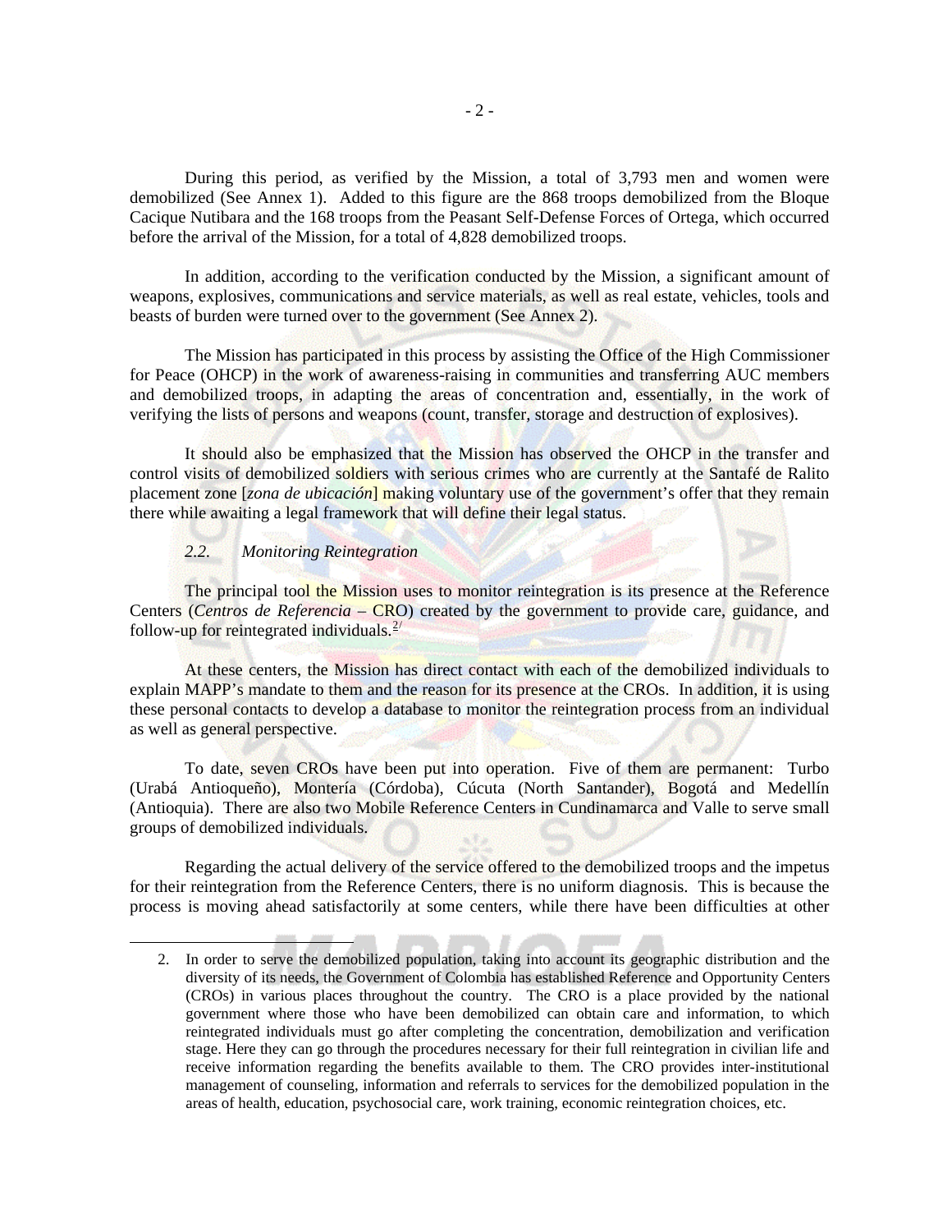During this period, as verified by the Mission, a total of 3,793 men and women were demobilized (See Annex 1). Added to this figure are the 868 troops demobilized from the Bloque Cacique Nutibara and the 168 troops from the Peasant Self-Defense Forces of Ortega, which occurred before the arrival of the Mission, for a total of 4,828 demobilized troops.

In addition, according to the verification conducted by the Mission, a significant amount of weapons, explosives, communications and service materials, as well as real estate, vehicles, tools and beasts of burden were turned over to the government (See Annex 2).

The Mission has participated in this process by assisting the Office of the High Commissioner for Peace (OHCP) in the work of awareness-raising in communities and transferring AUC members and demobilized troops, in adapting the areas of concentration and, essentially, in the work of verifying the lists of persons and weapons (count, transfer, storage and destruction of explosives).

It should also be emphasized that the Mission has observed the OHCP in the transfer and control visits of demobilized soldiers with serious crimes who are currently at the Santafé de Ralito placement zone [*zona de ubicación*] making voluntary use of the government's offer that they remain there while awaiting a legal framework that will define their legal status.

### *2.2. Monitoring Reintegration*

The principal tool the Mission uses to monitor reintegration is its presence at the Reference Centers (*Centros de Referencia* – CRO) created by the government to provide care, guidance, and follow-up for reintegrated individuals.[2]

At these centers, the Mission has direct contact with each of the demobilized individuals to explain MAPP's mandate to them and the reason for its presence at the CROs. In addition, it is using these personal contacts to develop a database to monitor the reintegration process from an individual as well as general perspective.

To date, seven CROs have been put into operation. Five of them are permanent: Turbo (Urabá Antioqueño), Montería (Córdoba), Cúcuta (North Santander), Bogotá and Medellín (Antioquia). There are also two Mobile Reference Centers in Cundinamarca and Valle to serve small groups of demobilized individuals.

Regarding the actual delivery of the service offered to the demobilized troops and the impetus for their reintegration from the Reference Centers, there is no uniform diagnosis. This is because the process is moving ahead satisfactorily at some centers, while there have been difficulties at other

---

2. In order to serve the demobilized population, taking into account its geographic distribution and the diversity of its needs, the Government of Colombia has established Reference and Opportunity Centers (CROs) in various places throughout the country. The CRO is a place provided by the national government where those who have been demobilized can obtain care and information, to which reintegrated individuals must go after completing the concentration, demobilization and verification stage. Here they can go through the procedures necessary for their full reintegration in civilian life and receive information regarding the benefits available to them. The CRO provides inter-institutional management of counseling, information and referrals to services for the demobilized population in the areas of health, education, psychosocial care, work training, economic reintegration choices, etc.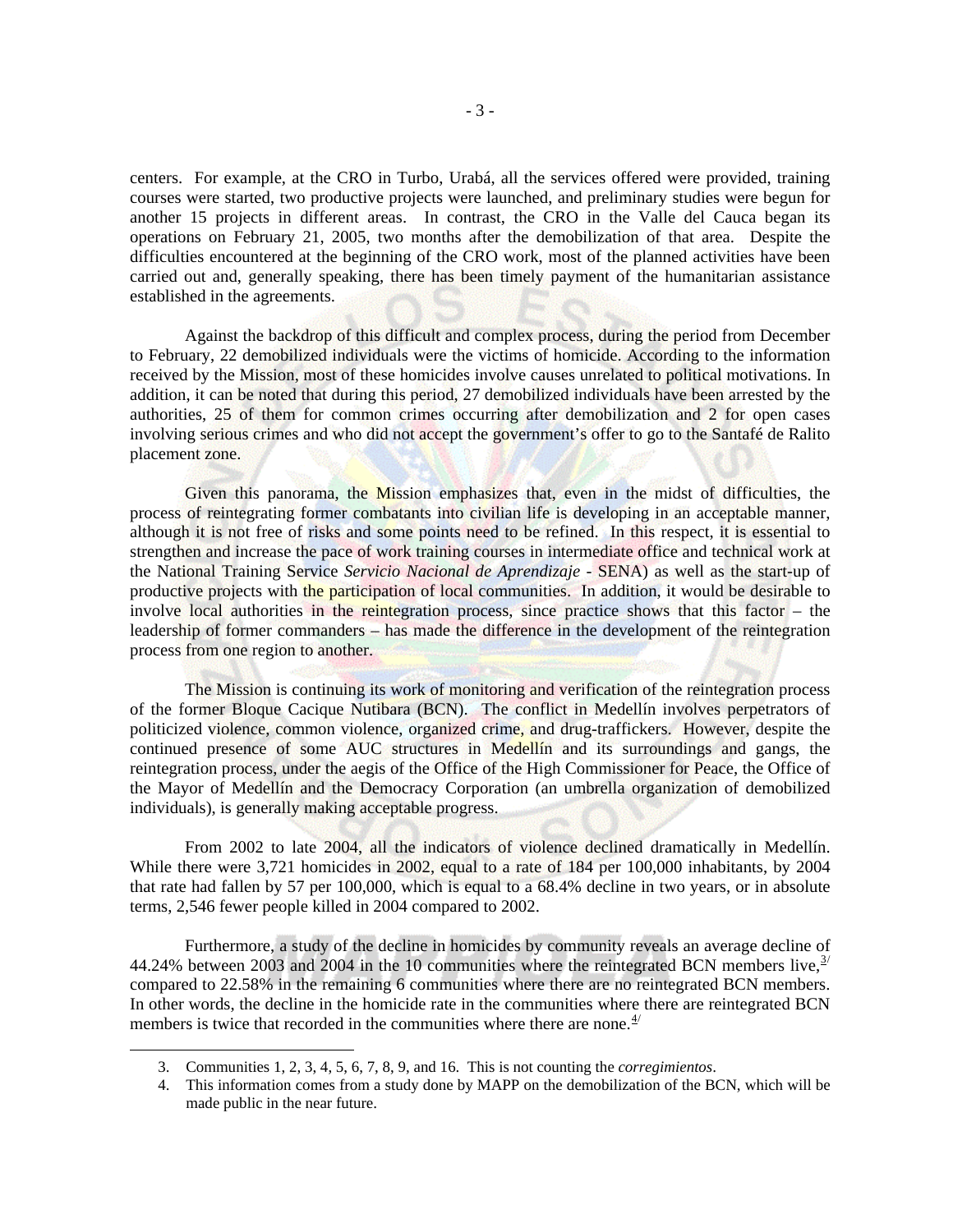centers. For example, at the CRO in Turbo, Urabá, all the services offered were provided, training courses were started, two productive projects were launched, and preliminary studies were begun for another 15 projects in different areas. In contrast, the CRO in the Valle del Cauca began its operations on February 21, 2005, two months after the demobilization of that area. Despite the difficulties encountered at the beginning of the CRO work, most of the planned activities have been carried out and, generally speaking, there has been timely payment of the humanitarian assistance established in the agreements.

Against the backdrop of this difficult and complex process, during the period from December to February, 22 demobilized individuals were the victims of homicide. According to the information received by the Mission, most of these homicides involve causes unrelated to political motivations. In addition, it can be noted that during this period, 27 demobilized individuals have been arrested by the authorities, 25 of them for common crimes occurring after demobilization and 2 for open cases involving serious crimes and who did not accept the government's offer to go to the Santafé de Ralito placement zone.

Given this panorama, the Mission emphasizes that, even in the midst of difficulties, the process of reintegrating former combatants into civilian life is developing in an acceptable manner, although it is not free of risks and some points need to be refined. In this respect, it is essential to strengthen and increase the pace of work training courses in intermediate office and technical work at the National Training Service *Servicio Nacional de Aprendizaje* - SENA) as well as the start-up of productive projects with the participation of local communities. In addition, it would be desirable to involve local authorities in the reintegration process, since practice shows that this factor – the leadership of former commanders – has made the difference in the development of the reintegration process from one region to another.

The Mission is continuing its work of monitoring and verification of the reintegration process of the former Bloque Cacique Nutibara (BCN). The conflict in Medellín involves perpetrators of politicized violence, common violence, organized crime, and drug-traffickers. However, despite the continued presence of some AUC structures in Medellín and its surroundings and gangs, the reintegration process, under the aegis of the Office of the High Commissioner for Peace, the Office of the Mayor of Medellín and the Democracy Corporation (an umbrella organization of demobilized individuals), is generally making acceptable progress.

From 2002 to late 2004, all the indicators of violence declined dramatically in Medellín. While there were 3,721 homicides in 2002, equal to a rate of 184 per 100,000 inhabitants, by 2004 that rate had fallen by 57 per 100,000, which is equal to a 68.4% decline in two years, or in absolute terms, 2,546 fewer people killed in 2004 compared to 2002.

Furthermore, a study of the decline in homicides by community reveals an average decline of 44.24% between 2003 and 2004 in the 10 communities where the reintegrated BCN members live,[3] compared to 22.58% in the remaining 6 communities where there are no reintegrated BCN members. In other words, the decline in the homicide rate in the communities where there are reintegrated BCN members is twice that recorded in the communities where there are none.[4]

---

3. Communities 1, 2, 3, 4, 5, 6, 7, 8, 9, and 16. This is not counting the *corregimientos*.
4. This information comes from a study done by MAPP on the demobilization of the BCN, which will be made public in the near future.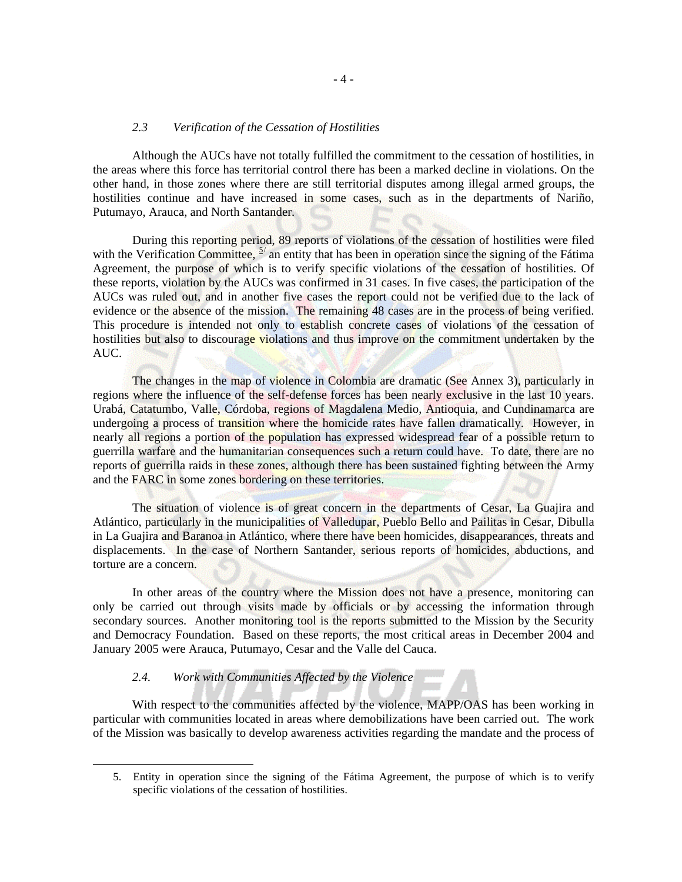### *2.3 Verification of the Cessation of Hostilities*

Although the AUCs have not totally fulfilled the commitment to the cessation of hostilities, in the areas where this force has territorial control there has been a marked decline in violations. On the other hand, in those zones where there are still territorial disputes among illegal armed groups, the hostilities continue and have increased in some cases, such as in the departments of Nariño, Putumayo, Arauca, and North Santander.

During this reporting period, 89 reports of violations of the cessation of hostilities were filed with the Verification Committee, [5/] an entity that has been in operation since the signing of the Fátima Agreement, the purpose of which is to verify specific violations of the cessation of hostilities. Of these reports, violation by the AUCs was confirmed in 31 cases. In five cases, the participation of the AUCs was ruled out, and in another five cases the report could not be verified due to the lack of evidence or the absence of the mission. The remaining 48 cases are in the process of being verified. This procedure is intended not only to establish concrete cases of violations of the cessation of hostilities but also to discourage violations and thus improve on the commitment undertaken by the AUC.

The changes in the map of violence in Colombia are dramatic (See Annex 3), particularly in regions where the influence of the self-defense forces has been nearly exclusive in the last 10 years. Urabá, Catatumbo, Valle, Córdoba, regions of Magdalena Medio, Antioquia, and Cundinamarca are undergoing a process of transition where the homicide rates have fallen dramatically. However, in nearly all regions a portion of the population has expressed widespread fear of a possible return to guerrilla warfare and the humanitarian consequences such a return could have. To date, there are no reports of guerrilla raids in these zones, although there has been sustained fighting between the Army and the FARC in some zones bordering on these territories.

The situation of violence is of great concern in the departments of Cesar, La Guajira and Atlántico, particularly in the municipalities of Valledupar, Pueblo Bello and Pailitas in Cesar, Dibulla in La Guajira and Baranoa in Atlántico, where there have been homicides, disappearances, threats and displacements. In the case of Northern Santander, serious reports of homicides, abductions, and torture are a concern.

In other areas of the country where the Mission does not have a presence, monitoring can only be carried out through visits made by officials or by accessing the information through secondary sources. Another monitoring tool is the reports submitted to the Mission by the Security and Democracy Foundation. Based on these reports, the most critical areas in December 2004 and January 2005 were Arauca, Putumayo, Cesar and the Valle del Cauca.

### *2.4. Work with Communities Affected by the Violence*

With respect to the communities affected by the violence, MAPP/OAS has been working in particular with communities located in areas where demobilizations have been carried out. The work of the Mission was basically to develop awareness activities regarding the mandate and the process of

---

5. Entity in operation since the signing of the Fátima Agreement, the purpose of which is to verify specific violations of the cessation of hostilities.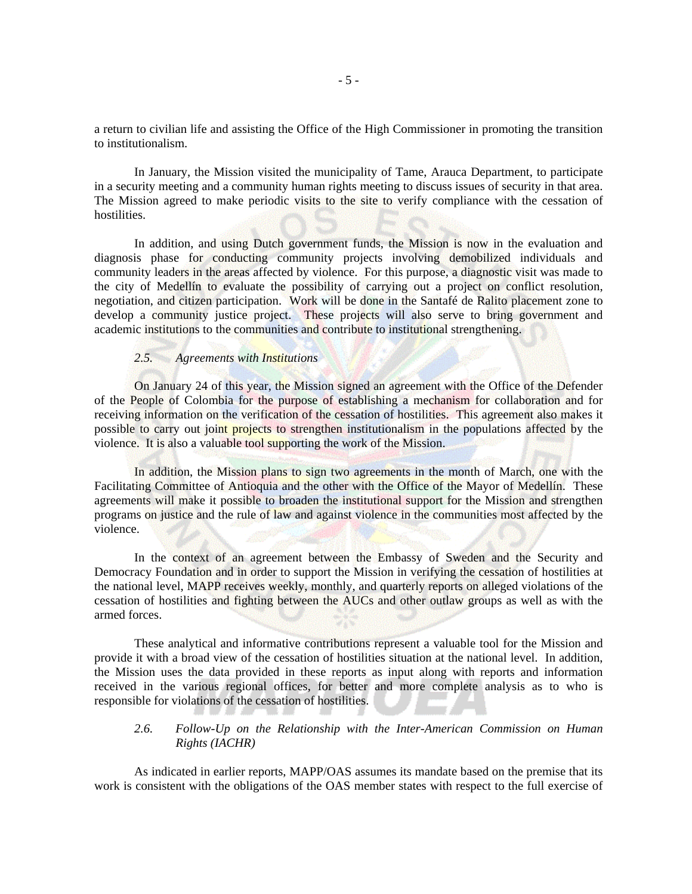a return to civilian life and assisting the Office of the High Commissioner in promoting the transition to institutionalism.

In January, the Mission visited the municipality of Tame, Arauca Department, to participate in a security meeting and a community human rights meeting to discuss issues of security in that area. The Mission agreed to make periodic visits to the site to verify compliance with the cessation of hostilities.

In addition, and using Dutch government funds, the Mission is now in the evaluation and diagnosis phase for conducting community projects involving demobilized individuals and community leaders in the areas affected by violence. For this purpose, a diagnostic visit was made to the city of Medellín to evaluate the possibility of carrying out a project on conflict resolution, negotiation, and citizen participation. Work will be done in the Santafé de Ralito placement zone to develop a community justice project. These projects will also serve to bring government and academic institutions to the communities and contribute to institutional strengthening.

### *2.5. Agreements with Institutions*

On January 24 of this year, the Mission signed an agreement with the Office of the Defender of the People of Colombia for the purpose of establishing a mechanism for collaboration and for receiving information on the verification of the cessation of hostilities. This agreement also makes it possible to carry out joint projects to strengthen institutionalism in the populations affected by the violence. It is also a valuable tool supporting the work of the Mission.

In addition, the Mission plans to sign two agreements in the month of March, one with the Facilitating Committee of Antioquia and the other with the Office of the Mayor of Medellín. These agreements will make it possible to broaden the institutional support for the Mission and strengthen programs on justice and the rule of law and against violence in the communities most affected by the violence.

In the context of an agreement between the Embassy of Sweden and the Security and Democracy Foundation and in order to support the Mission in verifying the cessation of hostilities at the national level, MAPP receives weekly, monthly, and quarterly reports on alleged violations of the cessation of hostilities and fighting between the AUCs and other outlaw groups as well as with the armed forces.

These analytical and informative contributions represent a valuable tool for the Mission and provide it with a broad view of the cessation of hostilities situation at the national level. In addition, the Mission uses the data provided in these reports as input along with reports and information received in the various regional offices, for better and more complete analysis as to who is responsible for violations of the cessation of hostilities.

### *2.6. Follow-Up on the Relationship with the Inter-American Commission on Human Rights (IACHR)*

As indicated in earlier reports, MAPP/OAS assumes its mandate based on the premise that its work is consistent with the obligations of the OAS member states with respect to the full exercise of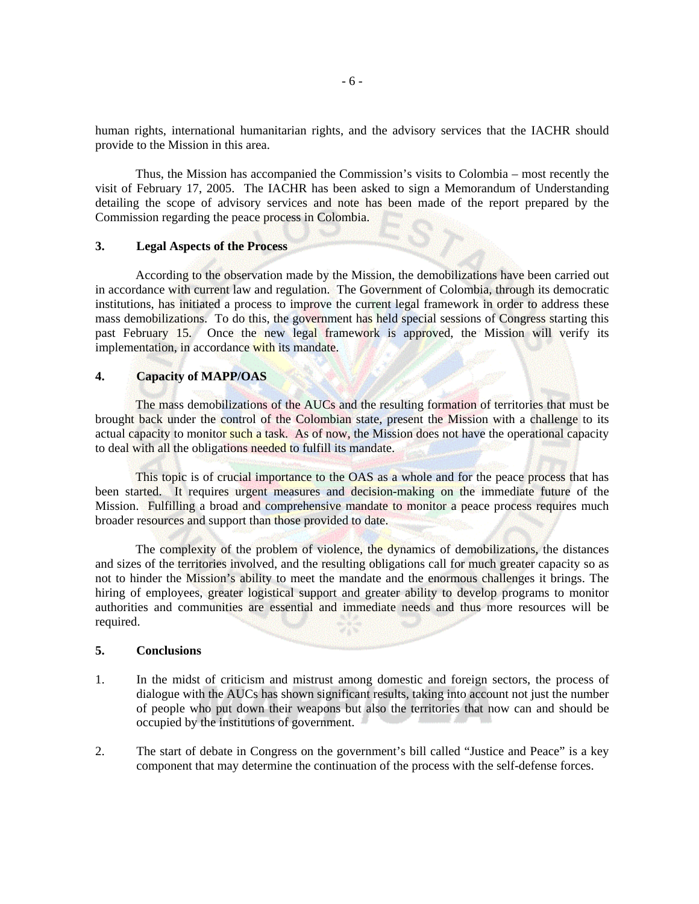human rights, international humanitarian rights, and the advisory services that the IACHR should provide to the Mission in this area.

Thus, the Mission has accompanied the Commission's visits to Colombia – most recently the visit of February 17, 2005. The IACHR has been asked to sign a Memorandum of Understanding detailing the scope of advisory services and note has been made of the report prepared by the Commission regarding the peace process in Colombia.

### 3. Legal Aspects of the Process

According to the observation made by the Mission, the demobilizations have been carried out in accordance with current law and regulation. The Government of Colombia, through its democratic institutions, has initiated a process to improve the current legal framework in order to address these mass demobilizations. To do this, the government has held special sessions of Congress starting this past February 15. Once the new legal framework is approved, the Mission will verify its implementation, in accordance with its mandate.

### 4. Capacity of MAPP/OAS

The mass demobilizations of the AUCs and the resulting formation of territories that must be brought back under the control of the Colombian state, present the Mission with a challenge to its actual capacity to monitor such a task. As of now, the Mission does not have the operational capacity to deal with all the obligations needed to fulfill its mandate.

This topic is of crucial importance to the OAS as a whole and for the peace process that has been started. It requires urgent measures and decision-making on the immediate future of the Mission. Fulfilling a broad and comprehensive mandate to monitor a peace process requires much broader resources and support than those provided to date.

The complexity of the problem of violence, the dynamics of demobilizations, the distances and sizes of the territories involved, and the resulting obligations call for much greater capacity so as not to hinder the Mission's ability to meet the mandate and the enormous challenges it brings. The hiring of employees, greater logistical support and greater ability to develop programs to monitor authorities and communities are essential and immediate needs and thus more resources will be required.

### 5. Conclusions

1. In the midst of criticism and mistrust among domestic and foreign sectors, the process of dialogue with the AUCs has shown significant results, taking into account not just the number of people who put down their weapons but also the territories that now can and should be occupied by the institutions of government.

2. The start of debate in Congress on the government's bill called "Justice and Peace" is a key component that may determine the continuation of the process with the self-defense forces.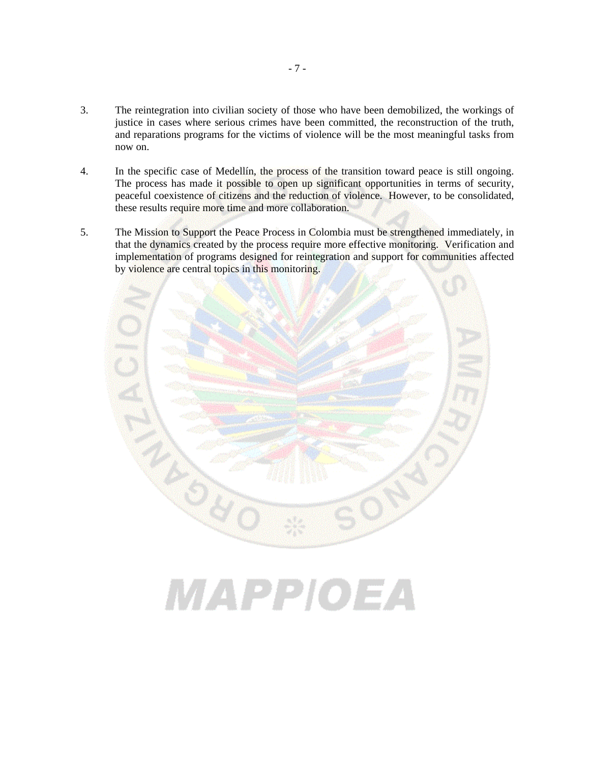3. The reintegration into civilian society of those who have been demobilized, the workings of justice in cases where serious crimes have been committed, the reconstruction of the truth, and reparations programs for the victims of violence will be the most meaningful tasks from now on.

4. In the specific case of Medellín, the process of the transition toward peace is still ongoing. The process has made it possible to open up significant opportunities in terms of security, peaceful coexistence of citizens and the reduction of violence. However, to be consolidated, these results require more time and more collaboration.

5. The Mission to Support the Peace Process in Colombia must be strengthened immediately, in that the dynamics created by the process require more effective monitoring. Verification and implementation of programs designed for reintegration and support for communities affected by violence are central topics in this monitoring.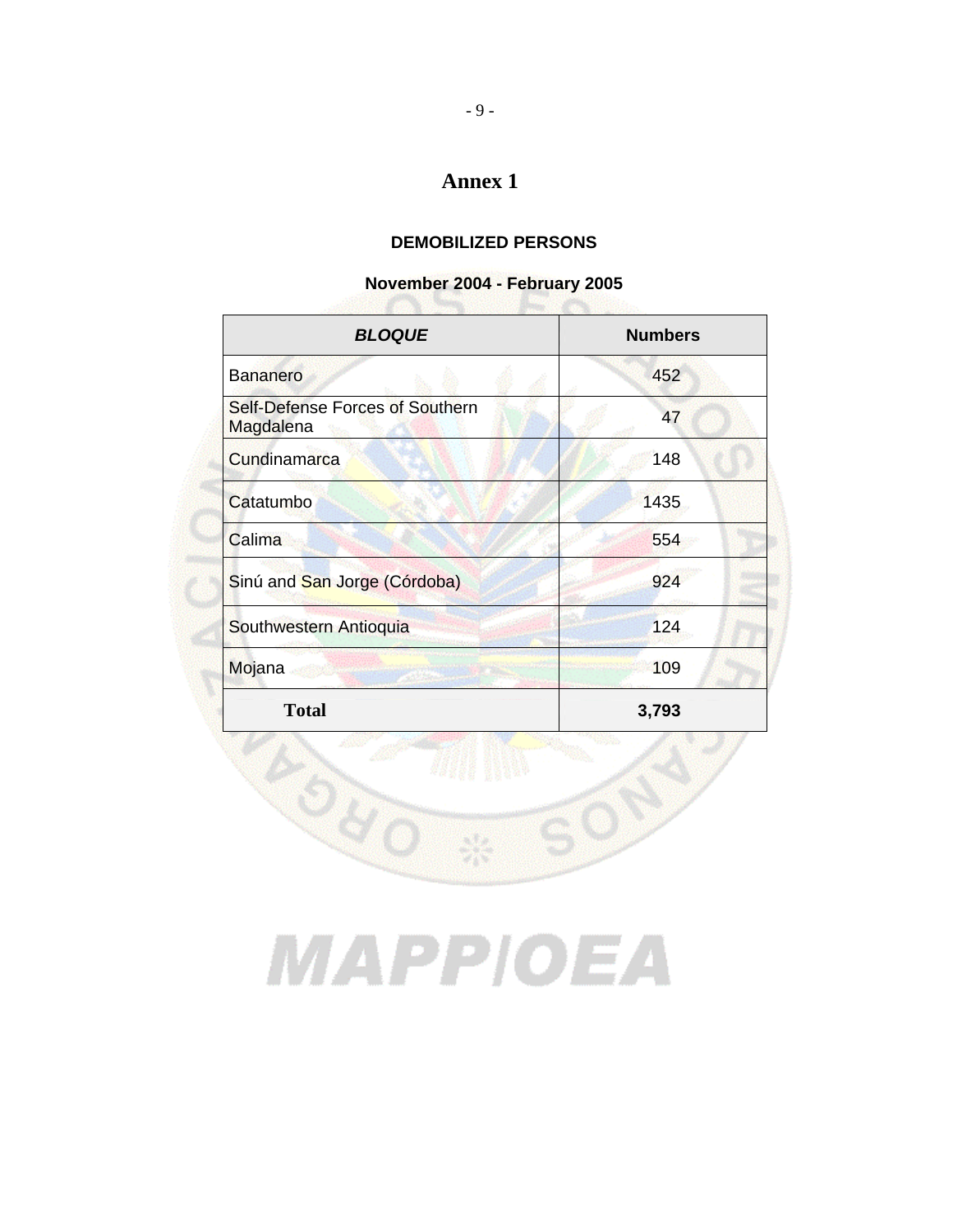# Annex 1

## DEMOBILIZED PERSONS

### November 2004 - February 2005

| ***BLOQUE*** | **Numbers** |
|---|---|
| Bananero | 452 |
| Self-Defense Forces of Southern Magdalena | 47 |
| Cundinamarca | 148 |
| Catatumbo | 1435 |
| Calima | 554 |
| Sinú and San Jorge (Córdoba) | 924 |
| Southwestern Antioquia | 124 |
| Mojana | 109 |
| **Total** | **3,793** |

MAPP/OEA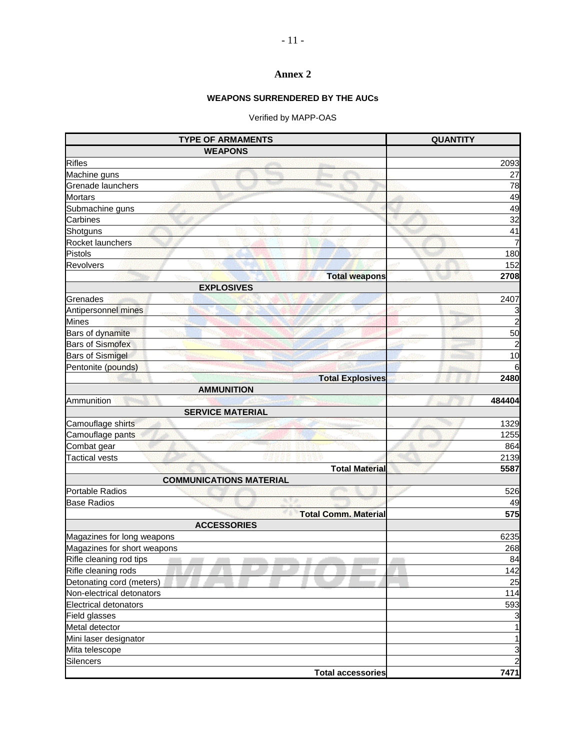# Annex 2

**WEAPONS SURRENDERED BY THE AUCs**

Verified by MAPP-OAS

| TYPE OF ARMAMENTS | QUANTITY |
|---|---|
| **WEAPONS** | |
| Rifles | 2093 |
| Machine guns | 27 |
| Grenade launchers | 78 |
| Mortars | 49 |
| Submachine guns | 49 |
| Carbines | 32 |
| Shotguns | 41 |
| Rocket launchers | 7 |
| Pistols | 180 |
| Revolvers | 152 |
| **Total weapons** | **2708** |
| **EXPLOSIVES** | |
| Grenades | 2407 |
| Antipersonnel mines | 3 |
| Mines | 2 |
| Bars of dynamite | 50 |
| Bars of Sismofex | 2 |
| Bars of Sismigel | 10 |
| Pentonite (pounds) | 6 |
| **Total Explosives** | **2480** |
| **AMMUNITION** | |
| Ammunition | **484404** |
| **SERVICE MATERIAL** | |
| Camouflage shirts | 1329 |
| Camouflage pants | 1255 |
| Combat gear | 864 |
| Tactical vests | 2139 |
| **Total Material** | **5587** |
| **COMMUNICATIONS MATERIAL** | |
| Portable Radios | 526 |
| Base Radios | 49 |
| **Total Comm. Material** | **575** |
| **ACCESSORIES** | |
| Magazines for long weapons | 6235 |
| Magazines for short weapons | 268 |
| Rifle cleaning rod tips | 84 |
| Rifle cleaning rods | 142 |
| Detonating cord (meters) | 25 |
| Non-electrical detonators | 114 |
| Electrical detonators | 593 |
| Field glasses | 3 |
| Metal detector | 1 |
| Mini laser designator | 1 |
| Mita telescope | 3 |
| Silencers | 2 |
| **Total accessories** | **7471** |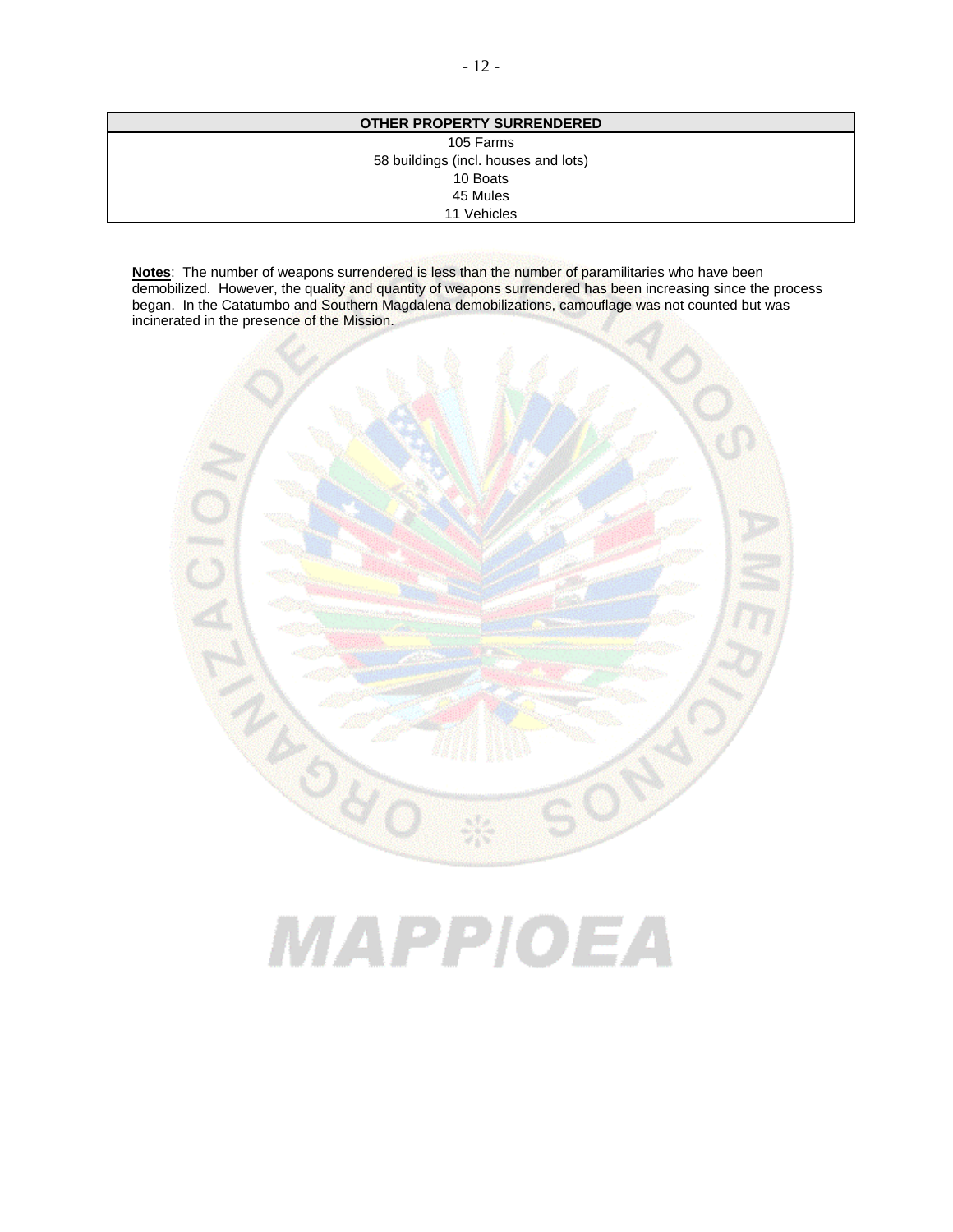| OTHER PROPERTY SURRENDERED |
|---|
| 105 Farms |
| 58 buildings (incl. houses and lots) |
| 10 Boats |
| 45 Mules |
| 11 Vehicles |

**Notes**: The number of weapons surrendered is less than the number of paramilitaries who have been demobilized. However, the quality and quantity of weapons surrendered has been increasing since the process began. In the Catatumbo and Southern Magdalena demobilizations, camouflage was not counted but was incinerated in the presence of the Mission.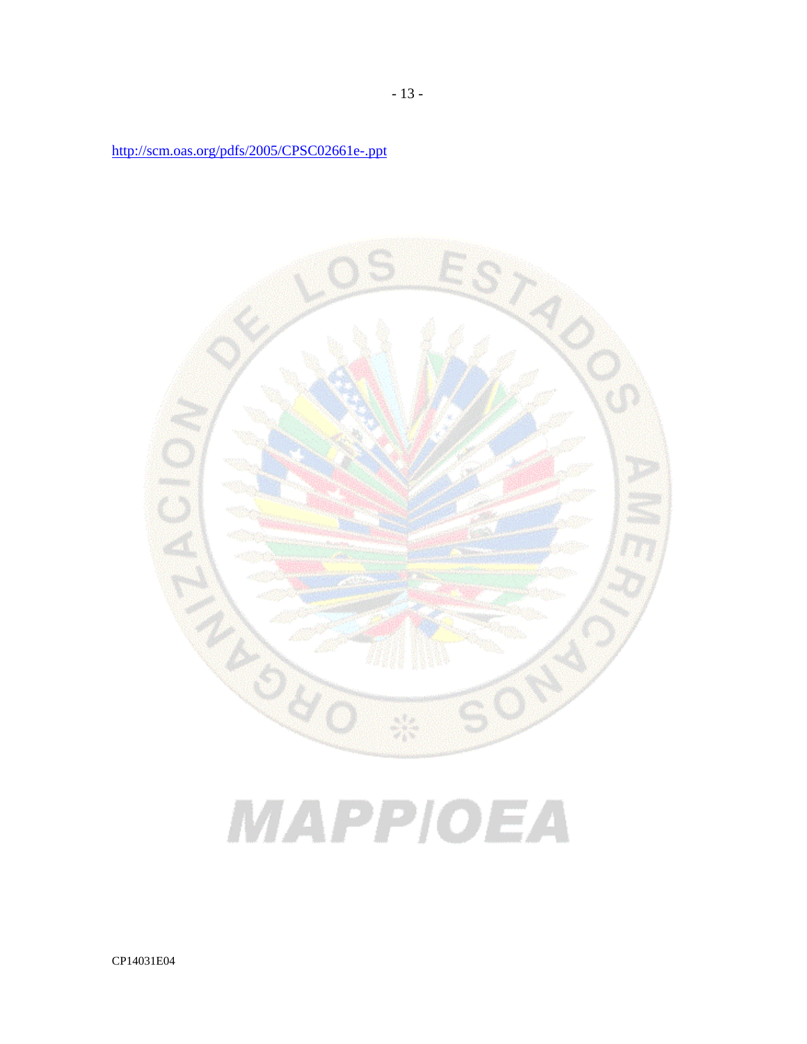http://scm.oas.org/pdfs/2005/CPSC02661e-.ppt

CP14031E04